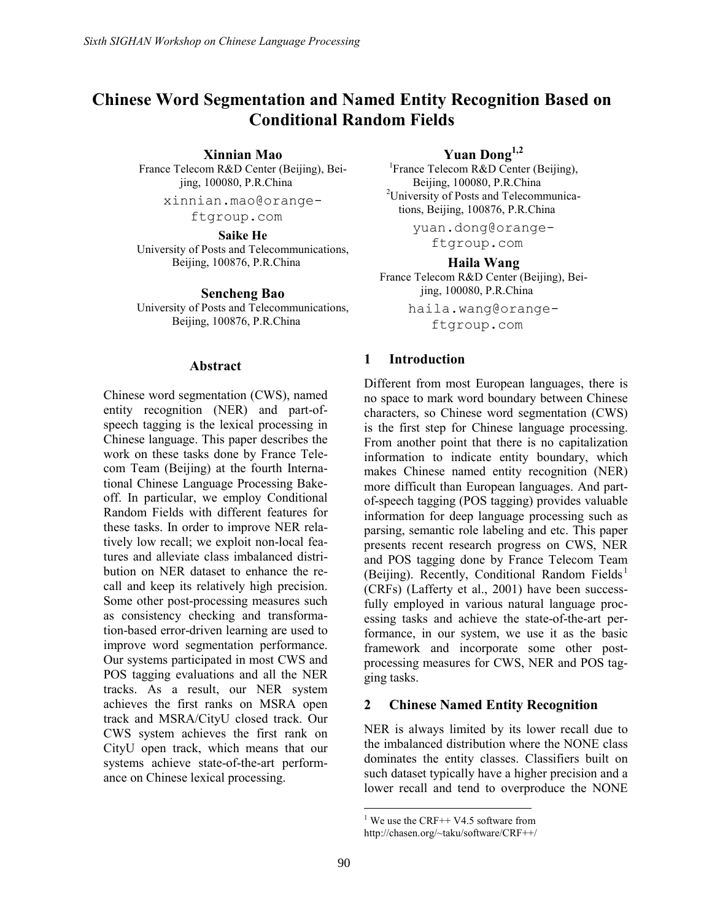# Chinese Word Segmentation and Named Entity Recognition Based on Conditional Random Fields

**Xinnian Mao**
France Telecom R&D Center (Beijing), Beijing, 100080, P.R.China
xinnian.mao@orange-ftgroup.com

**Yuan Dong**[1,2]
[1]France Telecom R&D Center (Beijing), Beijing, 100080, P.R.China
[2]University of Posts and Telecommunications, Beijing, 100876, P.R.China
yuan.dong@orange-ftgroup.com

**Saike He**
University of Posts and Telecommunications, Beijing, 100876, P.R.China

**Haila Wang**
France Telecom R&D Center (Beijing), Beijing, 100080, P.R.China
haila.wang@orange-ftgroup.com

**Sencheng Bao**
University of Posts and Telecommunications, Beijing, 100876, P.R.China

## Abstract

Chinese word segmentation (CWS), named entity recognition (NER) and part-of-speech tagging is the lexical processing in Chinese language. This paper describes the work on these tasks done by France Telecom Team (Beijing) at the fourth International Chinese Language Processing Bakeoff. In particular, we employ Conditional Random Fields with different features for these tasks. In order to improve NER relatively low recall; we exploit non-local features and alleviate class imbalanced distribution on NER dataset to enhance the recall and keep its relatively high precision. Some other post-processing measures such as consistency checking and transformation-based error-driven learning are used to improve word segmentation performance. Our systems participated in most CWS and POS tagging evaluations and all the NER tracks. As a result, our NER system achieves the first ranks on MSRA open track and MSRA/CityU closed track. Our CWS system achieves the first rank on CityU open track, which means that our systems achieve state-of-the-art performance on Chinese lexical processing.

## 1 Introduction

Different from most European languages, there is no space to mark word boundary between Chinese characters, so Chinese word segmentation (CWS) is the first step for Chinese language processing. From another point that there is no capitalization information to indicate entity boundary, which makes Chinese named entity recognition (NER) more difficult than European languages. And part-of-speech tagging (POS tagging) provides valuable information for deep language processing such as parsing, semantic role labeling and etc. This paper presents recent research progress on CWS, NER and POS tagging done by France Telecom Team (Beijing). Recently, Conditional Random Fields[1] (CRFs) (Lafferty et al., 2001) have been successfully employed in various natural language processing tasks and achieve the state-of-the-art performance, in our system, we use it as the basic framework and incorporate some other post-processing measures for CWS, NER and POS tagging tasks.

## 2 Chinese Named Entity Recognition

NER is always limited by its lower recall due to the imbalanced distribution where the NONE class dominates the entity classes. Classifiers built on such dataset typically have a higher precision and a lower recall and tend to overproduce the NONE

[1] We use the CRF++ V4.5 software from http://chasen.org/~taku/software/CRF++/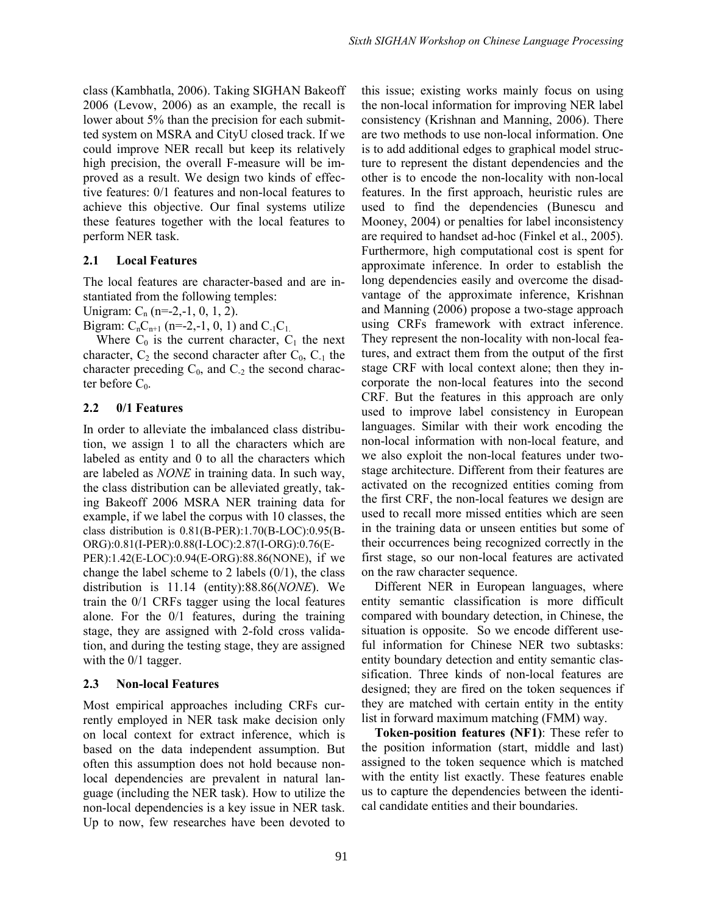class (Kambhatla, 2006). Taking SIGHAN Bakeoff 2006 (Levow, 2006) as an example, the recall is lower about 5% than the precision for each submitted system on MSRA and CityU closed track. If we could improve NER recall but keep its relatively high precision, the overall F-measure will be improved as a result. We design two kinds of effective features: 0/1 features and non-local features to achieve this objective. Our final systems utilize these features together with the local features to perform NER task.

### 2.1 Local Features

The local features are character-based and are instantiated from the following temples:

Unigram: $C_n$ (n=-2,-1, 0, 1, 2).

Bigram: $C_nC_{n+1}$ (n=-2,-1, 0, 1) and $C_{-1}C_1$.

Where $C_0$ is the current character, $C_1$ the next character, $C_2$ the second character after $C_0$, $C_{-1}$ the character preceding $C_0$, and $C_{-2}$ the second character before $C_0$.

### 2.2 0/1 Features

In order to alleviate the imbalanced class distribution, we assign 1 to all the characters which are labeled as entity and 0 to all the characters which are labeled as *NONE* in training data. In such way, the class distribution can be alleviated greatly, taking Bakeoff 2006 MSRA NER training data for example, if we label the corpus with 10 classes, the class distribution is 0.81(B-PER):1.70(B-LOC):0.95(B-ORG):0.81(I-PER):0.88(I-LOC):2.87(I-ORG):0.76(E-PER):1.42(E-LOC):0.94(E-ORG):88.86(NONE), if we change the label scheme to 2 labels (0/1), the class distribution is 11.14 (entity):88.86(*NONE*). We train the 0/1 CRFs tagger using the local features alone. For the 0/1 features, during the training stage, they are assigned with 2-fold cross validation, and during the testing stage, they are assigned with the 0/1 tagger.

### 2.3 Non-local Features

Most empirical approaches including CRFs currently employed in NER task make decision only on local context for extract inference, which is based on the data independent assumption. But often this assumption does not hold because non-local dependencies are prevalent in natural language (including the NER task). How to utilize the non-local dependencies is a key issue in NER task. Up to now, few researches have been devoted to this issue; existing works mainly focus on using the non-local information for improving NER label consistency (Krishnan and Manning, 2006). There are two methods to use non-local information. One is to add additional edges to graphical model structure to represent the distant dependencies and the other is to encode the non-locality with non-local features. In the first approach, heuristic rules are used to find the dependencies (Bunescu and Mooney, 2004) or penalties for label inconsistency are required to handset ad-hoc (Finkel et al., 2005). Furthermore, high computational cost is spent for approximate inference. In order to establish the long dependencies easily and overcome the disadvantage of the approximate inference, Krishnan and Manning (2006) propose a two-stage approach using CRFs framework with extract inference. They represent the non-locality with non-local features, and extract them from the output of the first stage CRF with local context alone; then they incorporate the non-local features into the second CRF. But the features in this approach are only used to improve label consistency in European languages. Similar with their work encoding the non-local information with non-local feature, and we also exploit the non-local features under two-stage architecture. Different from their features are activated on the recognized entities coming from the first CRF, the non-local features we design are used to recall more missed entities which are seen in the training data or unseen entities but some of their occurrences being recognized correctly in the first stage, so our non-local features are activated on the raw character sequence.

Different NER in European languages, where entity semantic classification is more difficult compared with boundary detection, in Chinese, the situation is opposite. So we encode different useful information for Chinese NER two subtasks: entity boundary detection and entity semantic classification. Three kinds of non-local features are designed; they are fired on the token sequences if they are matched with certain entity in the entity list in forward maximum matching (FMM) way.

**Token-position features (NF1)**: These refer to the position information (start, middle and last) assigned to the token sequence which is matched with the entity list exactly. These features enable us to capture the dependencies between the identical candidate entities and their boundaries.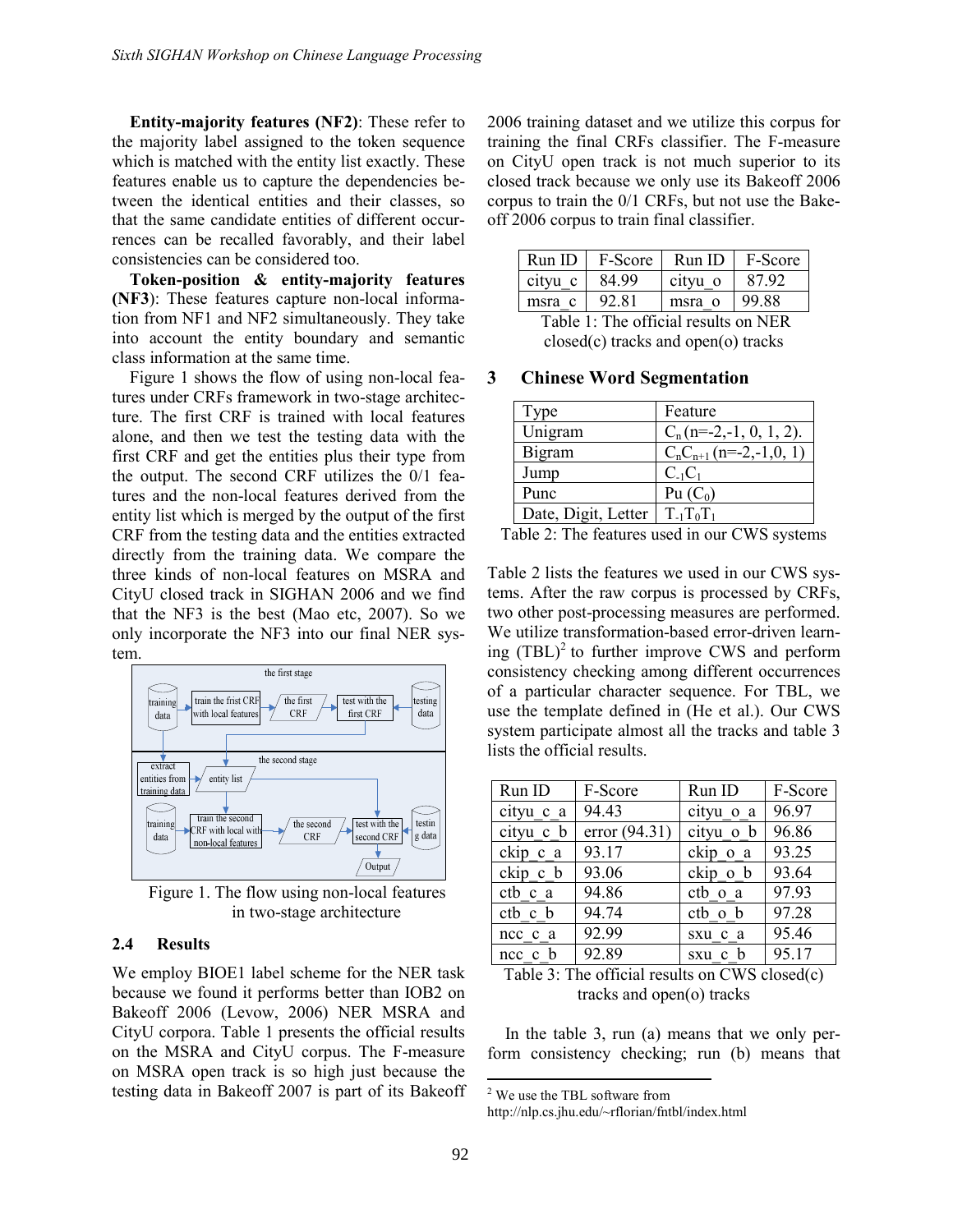**Entity-majority features (NF2)**: These refer to the majority label assigned to the token sequence which is matched with the entity list exactly. These features enable us to capture the dependencies between the identical entities and their classes, so that the same candidate entities of different occurrences can be recalled favorably, and their label consistencies can be considered too.

**Token-position & entity-majority features (NF3)**: These features capture non-local information from NF1 and NF2 simultaneously. They take into account the entity boundary and semantic class information at the same time.

Figure 1 shows the flow of using non-local features under CRFs framework in two-stage architecture. The first CRF is trained with local features alone, and then we test the testing data with the first CRF and get the entities plus their type from the output. The second CRF utilizes the 0/1 features and the non-local features derived from the entity list which is merged by the output of the first CRF from the testing data and the entities extracted directly from the training data. We compare the three kinds of non-local features on MSRA and CityU closed track in SIGHAN 2006 and we find that the NF3 is the best (Mao etc, 2007). So we only incorporate the NF3 into our final NER system.

Figure 1. The flow using non-local features in two-stage architecture

### 2.4 Results

We employ BIOE1 label scheme for the NER task because we found it performs better than IOB2 on Bakeoff 2006 (Levow, 2006) NER MSRA and CityU corpora. Table 1 presents the official results on the MSRA and CityU corpus. The F-measure on MSRA open track is so high just because the testing data in Bakeoff 2007 is part of its Bakeoff 2006 training dataset and we utilize this corpus for training the final CRFs classifier. The F-measure on CityU open track is not much superior to its closed track because we only use its Bakeoff 2006 corpus to train the 0/1 CRFs, but not use the Bakeoff 2006 corpus to train final classifier.

| Run ID | F-Score | Run ID | F-Score |
|---|---|---|---|
| cityu_c | 84.99 | cityu_o | 87.92 |
| msra_c | 92.81 | msra_o | 99.88 |

Table 1: The official results on NER closed(c) tracks and open(o) tracks

## 3 Chinese Word Segmentation

| Type | Feature |
|---|---|
| Unigram | $C_n$ (n=-2,-1, 0, 1, 2). |
| Bigram | $C_nC_{n+1}$ (n=-2,-1,0, 1) |
| Jump | $C_{-1}C_1$ |
| Punc | Pu ($C_0$) |
| Date, Digit, Letter | $T_{-1}T_0T_1$ |

Table 2: The features used in our CWS systems

Table 2 lists the features we used in our CWS systems. After the raw corpus is processed by CRFs, two other post-processing measures are performed. We utilize transformation-based error-driven learning (TBL)[2] to further improve CWS and perform consistency checking among different occurrences of a particular character sequence. For TBL, we use the template defined in (He et al.). Our CWS system participate almost all the tracks and table 3 lists the official results.

| Run ID | F-Score | Run ID | F-Score |
|---|---|---|---|
| cityu_c_a | 94.43 | cityu_o_a | 96.97 |
| cityu_c_b | error (94.31) | cityu_o_b | 96.86 |
| ckip_c_a | 93.17 | ckip_o_a | 93.25 |
| ckip_c_b | 93.06 | ckip_o_b | 93.64 |
| ctb_c_a | 94.86 | ctb_o_a | 97.93 |
| ctb_c_b | 94.74 | ctb_o_b | 97.28 |
| ncc_c_a | 92.99 | sxu_c_a | 95.46 |
| ncc_c_b | 92.89 | sxu_c_b | 95.17 |

Table 3: The official results on CWS closed(c) tracks and open(o) tracks

In the table 3, run (a) means that we only perform consistency checking; run (b) means that

[2] We use the TBL software from http://nlp.cs.jhu.edu/~rflorian/fntbl/index.html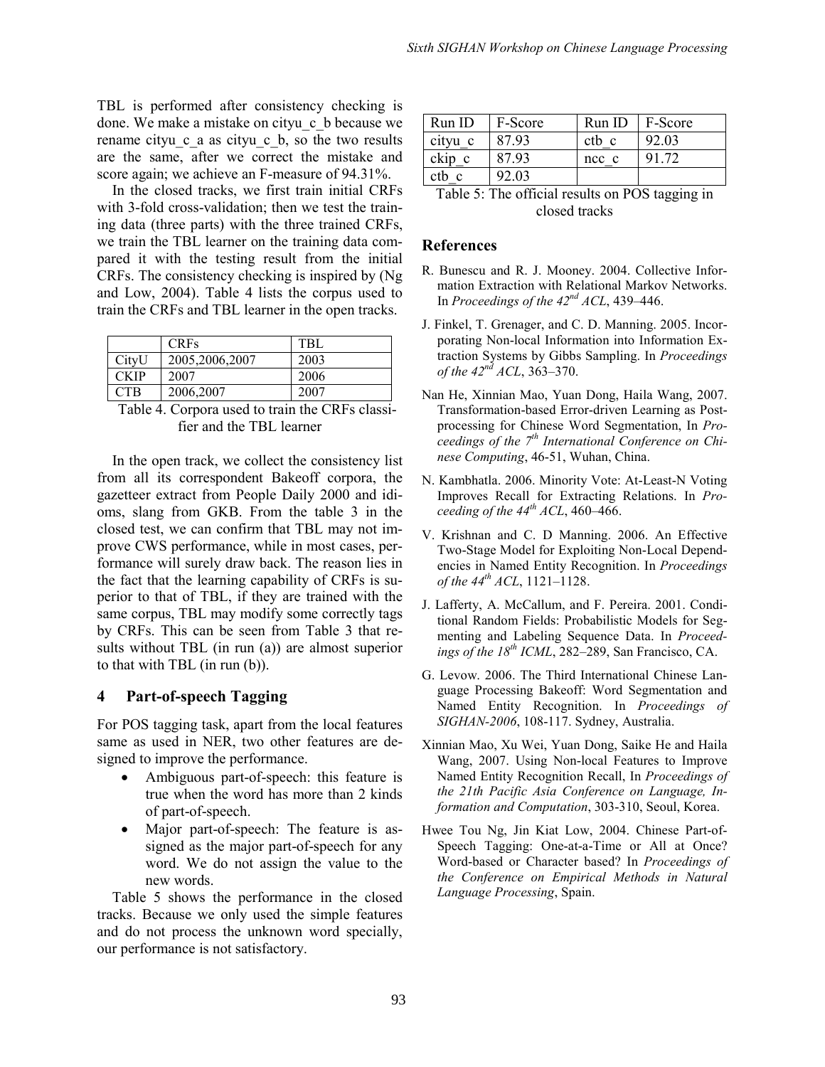TBL is performed after consistency checking is done. We make a mistake on cityu_c_b because we rename cityu_c_a as cityu_c_b, so the two results are the same, after we correct the mistake and score again; we achieve an F-measure of 94.31%.

In the closed tracks, we first train initial CRFs with 3-fold cross-validation; then we test the training data (three parts) with the three trained CRFs, we train the TBL learner on the training data compared it with the testing result from the initial CRFs. The consistency checking is inspired by (Ng and Low, 2004). Table 4 lists the corpus used to train the CRFs and TBL learner in the open tracks.

| | CRFs | TBL |
|---|---|---|
| CityU | 2005,2006,2007 | 2003 |
| CKIP | 2007 | 2006 |
| CTB | 2006,2007 | 2007 |

Table 4. Corpora used to train the CRFs classifier and the TBL learner

In the open track, we collect the consistency list from all its correspondent Bakeoff corpora, the gazetteer extract from People Daily 2000 and idioms, slang from GKB. From the table 3 in the closed test, we can confirm that TBL may not improve CWS performance, while in most cases, performance will surely draw back. The reason lies in the fact that the learning capability of CRFs is superior to that of TBL, if they are trained with the same corpus, TBL may modify some correctly tags by CRFs. This can be seen from Table 3 that results without TBL (in run (a)) are almost superior to that with TBL (in run (b)).

## 4 Part-of-speech Tagging

For POS tagging task, apart from the local features same as used in NER, two other features are designed to improve the performance.

- Ambiguous part-of-speech: this feature is true when the word has more than 2 kinds of part-of-speech.
- Major part-of-speech: The feature is assigned as the major part-of-speech for any word. We do not assign the value to the new words.

Table 5 shows the performance in the closed tracks. Because we only used the simple features and do not process the unknown word specially, our performance is not satisfactory.

| Run ID | F-Score | Run ID | F-Score |
|---|---|---|---|
| cityu_c | 87.93 | ctb_c | 92.03 |
| ckip_c | 87.93 | ncc_c | 91.72 |
| ctb_c | 92.03 | | |

Table 5: The official results on POS tagging in closed tracks

## References

R. Bunescu and R. J. Mooney. 2004. Collective Information Extraction with Relational Markov Networks. In *Proceedings of the 42nd ACL*, 439–446.

J. Finkel, T. Grenager, and C. D. Manning. 2005. Incorporating Non-local Information into Information Extraction Systems by Gibbs Sampling. In *Proceedings of the 42nd ACL*, 363–370.

Nan He, Xinnian Mao, Yuan Dong, Haila Wang, 2007. Transformation-based Error-driven Learning as Post-processing for Chinese Word Segmentation, In *Proceedings of the 7th International Conference on Chinese Computing*, 46-51, Wuhan, China.

N. Kambhatla. 2006. Minority Vote: At-Least-N Voting Improves Recall for Extracting Relations. In *Proceeding of the 44th ACL*, 460–466.

V. Krishnan and C. D Manning. 2006. An Effective Two-Stage Model for Exploiting Non-Local Dependencies in Named Entity Recognition. In *Proceedings of the 44th ACL*, 1121–1128.

J. Lafferty, A. McCallum, and F. Pereira. 2001. Conditional Random Fields: Probabilistic Models for Segmenting and Labeling Sequence Data. In *Proceedings of the 18th ICML*, 282–289, San Francisco, CA.

G. Levow. 2006. The Third International Chinese Language Processing Bakeoff: Word Segmentation and Named Entity Recognition. In *Proceedings of SIGHAN-2006*, 108-117. Sydney, Australia.

Xinnian Mao, Xu Wei, Yuan Dong, Saike He and Haila Wang, 2007. Using Non-local Features to Improve Named Entity Recognition Recall, In *Proceedings of the 21th Pacific Asia Conference on Language, Information and Computation*, 303-310, Seoul, Korea.

Hwee Tou Ng, Jin Kiat Low, 2004. Chinese Part-of-Speech Tagging: One-at-a-Time or All at Once? Word-based or Character based? In *Proceedings of the Conference on Empirical Methods in Natural Language Processing*, Spain.